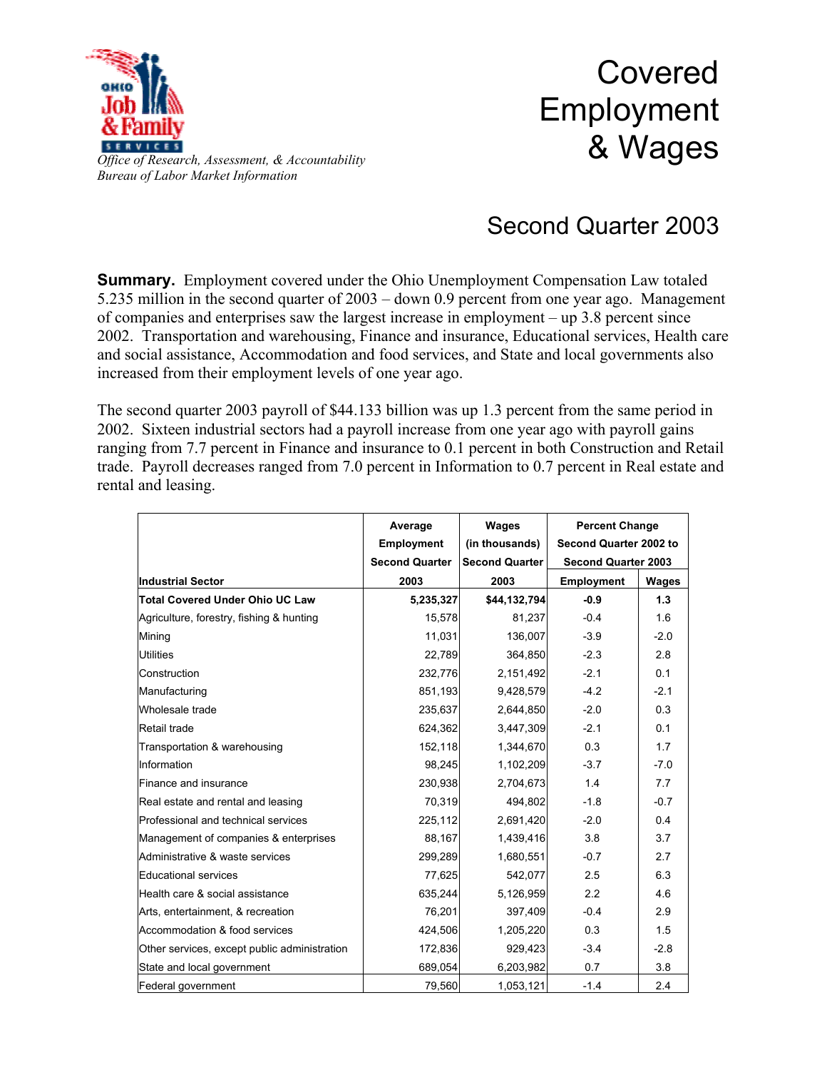*Office of Research, Assessment, & Accountability*
*Bureau of Labor Market Information*

# Covered Employment & Wages

## Second Quarter 2003

**Summary.** Employment covered under the Ohio Unemployment Compensation Law totaled 5.235 million in the second quarter of 2003 – down 0.9 percent from one year ago. Management of companies and enterprises saw the largest increase in employment – up 3.8 percent since 2002. Transportation and warehousing, Finance and insurance, Educational services, Health care and social assistance, Accommodation and food services, and State and local governments also increased from their employment levels of one year ago.

The second quarter 2003 payroll of $44.133 billion was up 1.3 percent from the same period in 2002. Sixteen industrial sectors had a payroll increase from one year ago with payroll gains ranging from 7.7 percent in Finance and insurance to 0.1 percent in both Construction and Retail trade. Payroll decreases ranged from 7.0 percent in Information to 0.7 percent in Real estate and rental and leasing.

| Industrial Sector | Average Employment Second Quarter 2003 | Wages (in thousands) Second Quarter 2003 | Percent Change Second Quarter 2002 to Second Quarter 2003 | |
|---|---|---|---|---|
| | | | Employment | Wages |
| **Total Covered Under Ohio UC Law** | **5,235,327** | **$44,132,794** | **-0.9** | **1.3** |
| Agriculture, forestry, fishing & hunting | 15,578 | 81,237 | -0.4 | 1.6 |
| Mining | 11,031 | 136,007 | -3.9 | -2.0 |
| Utilities | 22,789 | 364,850 | -2.3 | 2.8 |
| Construction | 232,776 | 2,151,492 | -2.1 | 0.1 |
| Manufacturing | 851,193 | 9,428,579 | -4.2 | -2.1 |
| Wholesale trade | 235,637 | 2,644,850 | -2.0 | 0.3 |
| Retail trade | 624,362 | 3,447,309 | -2.1 | 0.1 |
| Transportation & warehousing | 152,118 | 1,344,670 | 0.3 | 1.7 |
| Information | 98,245 | 1,102,209 | -3.7 | -7.0 |
| Finance and insurance | 230,938 | 2,704,673 | 1.4 | 7.7 |
| Real estate and rental and leasing | 70,319 | 494,802 | -1.8 | -0.7 |
| Professional and technical services | 225,112 | 2,691,420 | -2.0 | 0.4 |
| Management of companies & enterprises | 88,167 | 1,439,416 | 3.8 | 3.7 |
| Administrative & waste services | 299,289 | 1,680,551 | -0.7 | 2.7 |
| Educational services | 77,625 | 542,077 | 2.5 | 6.3 |
| Health care & social assistance | 635,244 | 5,126,959 | 2.2 | 4.6 |
| Arts, entertainment, & recreation | 76,201 | 397,409 | -0.4 | 2.9 |
| Accommodation & food services | 424,506 | 1,205,220 | 0.3 | 1.5 |
| Other services, except public administration | 172,836 | 929,423 | -3.4 | -2.8 |
| State and local government | 689,054 | 6,203,982 | 0.7 | 3.8 |
| Federal government | 79,560 | 1,053,121 | -1.4 | 2.4 |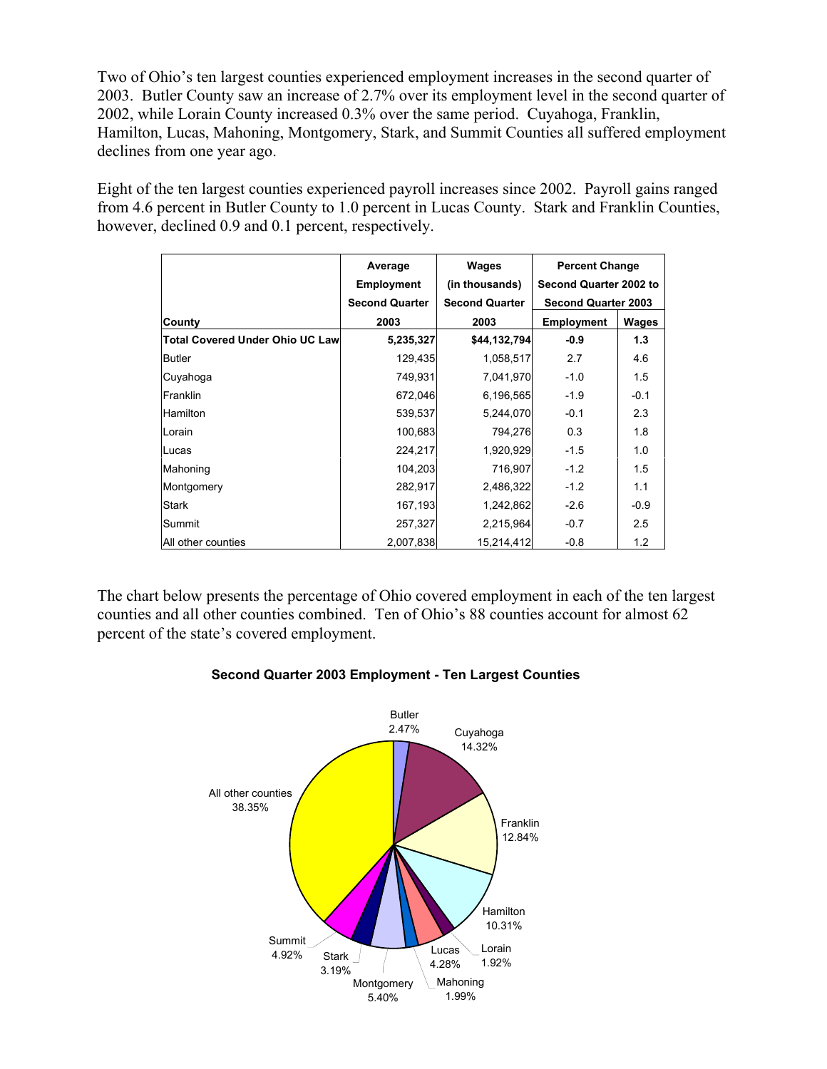Two of Ohio's ten largest counties experienced employment increases in the second quarter of 2003. Butler County saw an increase of 2.7% over its employment level in the second quarter of 2002, while Lorain County increased 0.3% over the same period. Cuyahoga, Franklin, Hamilton, Lucas, Mahoning, Montgomery, Stark, and Summit Counties all suffered employment declines from one year ago.

Eight of the ten largest counties experienced payroll increases since 2002. Payroll gains ranged from 4.6 percent in Butler County to 1.0 percent in Lucas County. Stark and Franklin Counties, however, declined 0.9 and 0.1 percent, respectively.

| County | Average Employment Second Quarter 2003 | Wages (in thousands) Second Quarter 2003 | Percent Change Second Quarter 2002 to Second Quarter 2003 | |
|---|---|---|---|---|
| | | | Employment | Wages |
| **Total Covered Under Ohio UC Law** | **5,235,327** | **$44,132,794** | **-0.9** | **1.3** |
| Butler | 129,435 | 1,058,517 | 2.7 | 4.6 |
| Cuyahoga | 749,931 | 7,041,970 | -1.0 | 1.5 |
| Franklin | 672,046 | 6,196,565 | -1.9 | -0.1 |
| Hamilton | 539,537 | 5,244,070 | -0.1 | 2.3 |
| Lorain | 100,683 | 794,276 | 0.3 | 1.8 |
| Lucas | 224,217 | 1,920,929 | -1.5 | 1.0 |
| Mahoning | 104,203 | 716,907 | -1.2 | 1.5 |
| Montgomery | 282,917 | 2,486,322 | -1.2 | 1.1 |
| Stark | 167,193 | 1,242,862 | -2.6 | -0.9 |
| Summit | 257,327 | 2,215,964 | -0.7 | 2.5 |
| All other counties | 2,007,838 | 15,214,412 | -0.8 | 1.2 |

The chart below presents the percentage of Ohio covered employment in each of the ten largest counties and all other counties combined. Ten of Ohio's 88 counties account for almost 62 percent of the state's covered employment.

**Second Quarter 2003 Employment - Ten Largest Counties**

| County | Percent |
|---|---|
| Butler | 2.47% |
| Cuyahoga | 14.32% |
| Franklin | 12.84% |
| Hamilton | 10.31% |
| Lorain | 1.92% |
| Lucas | 4.28% |
| Mahoning | 1.99% |
| Montgomery | 5.40% |
| Stark | 3.19% |
| Summit | 4.92% |
| All other counties | 38.35% |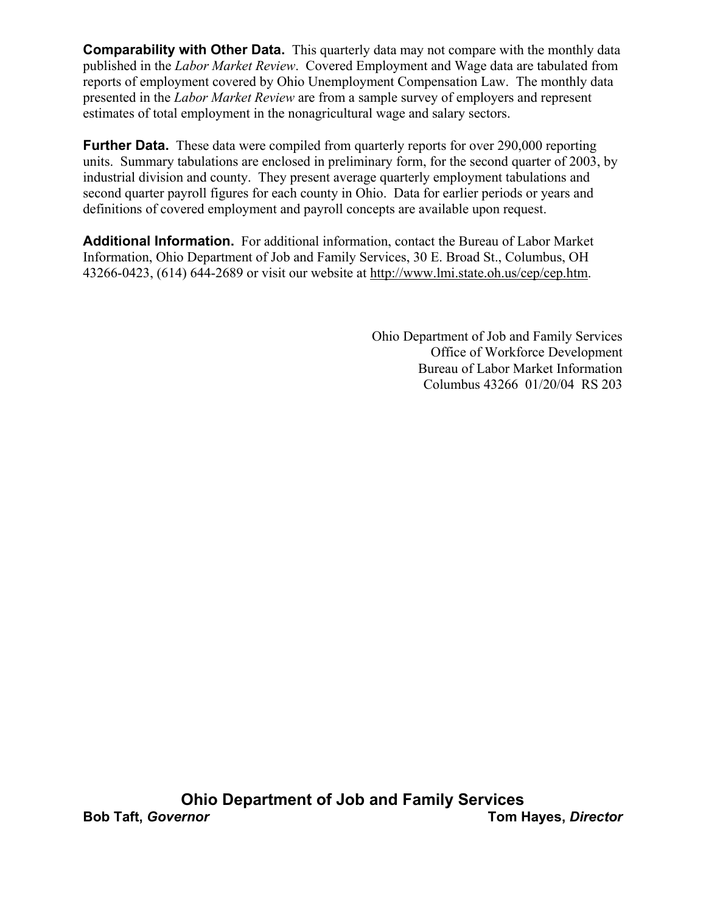**Comparability with Other Data.** This quarterly data may not compare with the monthly data published in the *Labor Market Review*. Covered Employment and Wage data are tabulated from reports of employment covered by Ohio Unemployment Compensation Law. The monthly data presented in the *Labor Market Review* are from a sample survey of employers and represent estimates of total employment in the nonagricultural wage and salary sectors.

**Further Data.** These data were compiled from quarterly reports for over 290,000 reporting units. Summary tabulations are enclosed in preliminary form, for the second quarter of 2003, by industrial division and county. They present average quarterly employment tabulations and second quarter payroll figures for each county in Ohio. Data for earlier periods or years and definitions of covered employment and payroll concepts are available upon request.

**Additional Information.** For additional information, contact the Bureau of Labor Market Information, Ohio Department of Job and Family Services, 30 E. Broad St., Columbus, OH 43266-0423, (614) 644-2689 or visit our website at http://www.lmi.state.oh.us/cep/cep.htm.

Ohio Department of Job and Family Services
Office of Workforce Development
Bureau of Labor Market Information
Columbus 43266 01/20/04 RS 203

**Ohio Department of Job and Family Services**

**Bob Taft, *Governor*** **Tom Hayes, *Director***